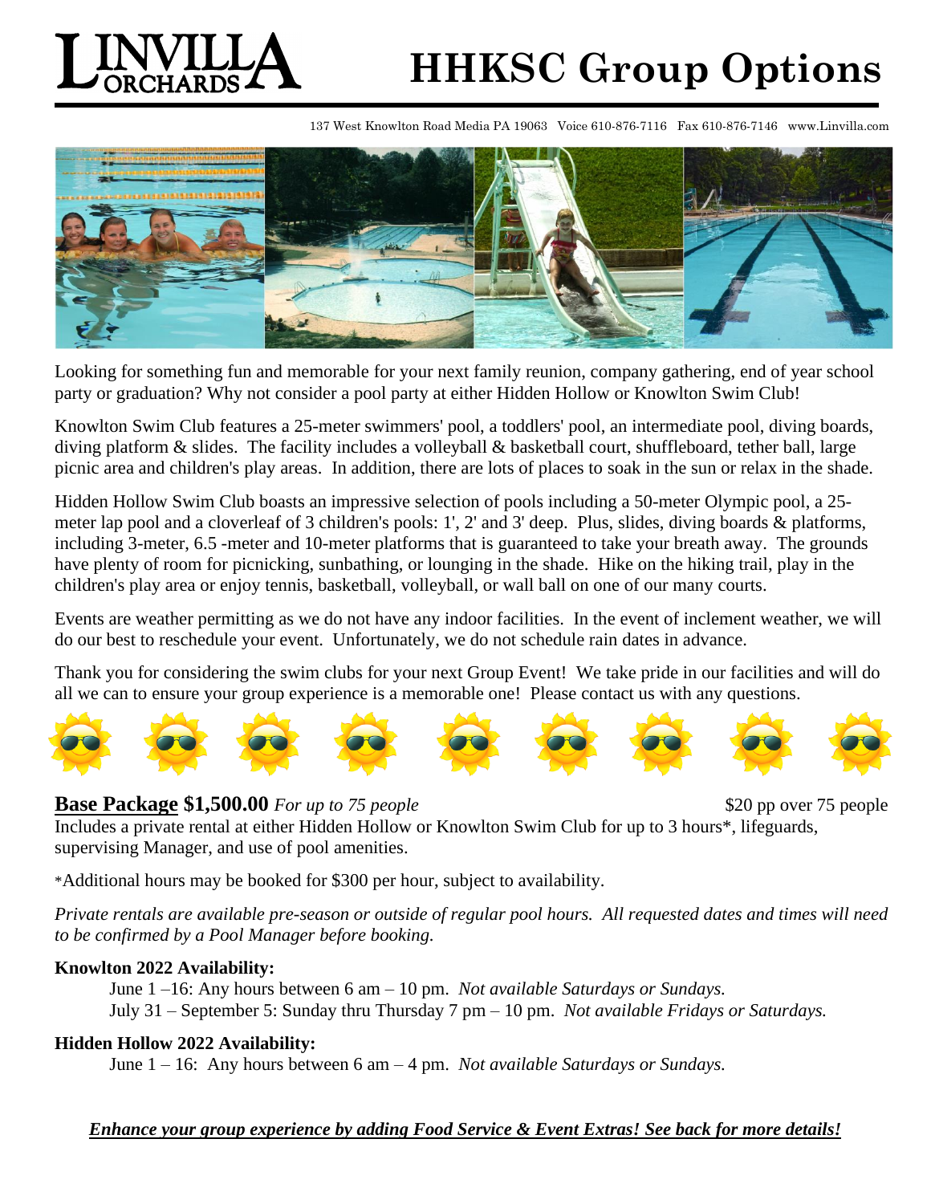LINVILLA ORCHARDS

# HHKSC Group Options

137 West Knowlton Road Media PA 19063 Voice 610-876-7116 Fax 610-876-7146 www.Linvilla.com

Looking for something fun and memorable for your next family reunion, company gathering, end of year school party or graduation? Why not consider a pool party at either Hidden Hollow or Knowlton Swim Club!

Knowlton Swim Club features a 25-meter swimmers' pool, a toddlers' pool, an intermediate pool, diving boards, diving platform & slides. The facility includes a volleyball & basketball court, shuffleboard, tether ball, large picnic area and children's play areas. In addition, there are lots of places to soak in the sun or relax in the shade.

Hidden Hollow Swim Club boasts an impressive selection of pools including a 50-meter Olympic pool, a 25-meter lap pool and a cloverleaf of 3 children's pools: 1', 2' and 3' deep. Plus, slides, diving boards & platforms, including 3-meter, 6.5 -meter and 10-meter platforms that is guaranteed to take your breath away. The grounds have plenty of room for picnicking, sunbathing, or lounging in the shade. Hike on the hiking trail, play in the children's play area or enjoy tennis, basketball, volleyball, or wall ball on one of our many courts.

Events are weather permitting as we do not have any indoor facilities. In the event of inclement weather, we will do our best to reschedule your event. Unfortunately, we do not schedule rain dates in advance.

Thank you for considering the swim clubs for your next Group Event! We take pride in our facilities and will do all we can to ensure your group experience is a memorable one! Please contact us with any questions.

**Base Package $1,500.00** *For up to 75 people* $20 pp over 75 people

Includes a private rental at either Hidden Hollow or Knowlton Swim Club for up to 3 hours*, lifeguards, supervising Manager, and use of pool amenities.

*Additional hours may be booked for $300 per hour, subject to availability.

*Private rentals are available pre-season or outside of regular pool hours. All requested dates and times will need to be confirmed by a Pool Manager before booking.*

**Knowlton 2022 Availability:**

June 1 –16: Any hours between 6 am – 10 pm. *Not available Saturdays or Sundays.*
July 31 – September 5: Sunday thru Thursday 7 pm – 10 pm. *Not available Fridays or Saturdays.*

**Hidden Hollow 2022 Availability:**

June 1 – 16: Any hours between 6 am – 4 pm. *Not available Saturdays or Sundays.*

***Enhance your group experience by adding Food Service & Event Extras! See back for more details!***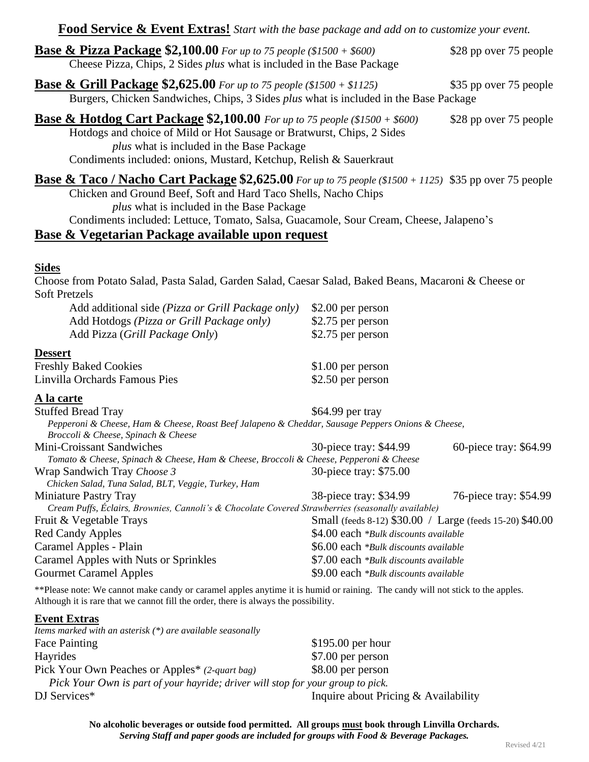**Food Service & Event Extras!** *Start with the base package and add on to customize your event.*

**Base & Pizza Package $2,100.00** *For up to 75 people ($1500 + $600)* — $28 pp over 75 people
Cheese Pizza, Chips, 2 Sides *plus* what is included in the Base Package

**Base & Grill Package $2,625.00** *For up to 75 people ($1500 + $1125)* — $35 pp over 75 people
Burgers, Chicken Sandwiches, Chips, 3 Sides *plus* what is included in the Base Package

**Base & Hotdog Cart Package $2,100.00** *For up to 75 people ($1500 + $600)* — $28 pp over 75 people
Hotdogs and choice of Mild or Hot Sausage or Bratwurst, Chips, 2 Sides
*plus* what is included in the Base Package
Condiments included: onions, Mustard, Ketchup, Relish & Sauerkraut

**Base & Taco / Nacho Cart Package $2,625.00** *For up to 75 people ($1500 + 1125)* — $35 pp over 75 people
Chicken and Ground Beef, Soft and Hard Taco Shells, Nacho Chips
*plus* what is included in the Base Package
Condiments included: Lettuce, Tomato, Salsa, Guacamole, Sour Cream, Cheese, Jalapeno's

**Base & Vegetarian Package available upon request**

**Sides**

Choose from Potato Salad, Pasta Salad, Garden Salad, Caesar Salad, Baked Beans, Macaroni & Cheese or Soft Pretzels

| | |
|---|---|
| Add additional side *(Pizza or Grill Package only)* | $2.00 per person |
| Add Hotdogs *(Pizza or Grill Package only)* | $2.75 per person |
| Add Pizza (*Grill Package Only*) | $2.75 per person |

**Dessert**

| | |
|---|---|
| Freshly Baked Cookies | $1.00 per person |
| Linvilla Orchards Famous Pies | $2.50 per person |

**A la carte**

| | | |
|---|---|---|
| Stuffed Bread Tray<br>*Pepperoni & Cheese, Ham & Cheese, Roast Beef Jalapeno & Cheddar, Sausage Peppers Onions & Cheese, Broccoli & Cheese, Spinach & Cheese* | $64.99 per tray | |
| Mini-Croissant Sandwiches<br>*Tomato & Cheese, Spinach & Cheese, Ham & Cheese, Broccoli & Cheese, Pepperoni & Cheese* | 30-piece tray: $44.99 | 60-piece tray: $64.99 |
| Wrap Sandwich Tray *Choose 3*<br>*Chicken Salad, Tuna Salad, BLT, Veggie, Turkey, Ham* | 30-piece tray: $75.00 | |
| Miniature Pastry Tray<br>*Cream Puffs, Éclairs, Brownies, Cannoli's & Chocolate Covered Strawberries (seasonally available)* | 38-piece tray: $34.99 | 76-piece tray: $54.99 |
| Fruit & Vegetable Trays | Small (feeds 8-12) $30.00 | Large (feeds 15-20) $40.00 |
| Red Candy Apples | $4.00 each *\*Bulk discounts available* | |
| Caramel Apples - Plain | $6.00 each *\*Bulk discounts available* | |
| Caramel Apples with Nuts or Sprinkles | $7.00 each *\*Bulk discounts available* | |
| Gourmet Caramel Apples | $9.00 each *\*Bulk discounts available* | |

**Please note: We cannot make candy or caramel apples anytime it is humid or raining. The candy will not stick to the apples. Although it is rare that we cannot fill the order, there is always the possibility.

**Event Extras**

*Items marked with an asterisk (*) are available seasonally*

| | |
|---|---|
| Face Painting | $195.00 per hour |
| Hayrides | $7.00 per person |
| Pick Your Own Peaches or Apples* *(2-quart bag)* | $8.00 per person |
| *Pick Your Own is part of your hayride; driver will stop for your group to pick.* | |
| DJ Services* | Inquire about Pricing & Availability |

**No alcoholic beverages or outside food permitted. All groups must book through Linvilla Orchards.**
***Serving Staff and paper goods are included for groups with Food & Beverage Packages.***

Revised 4/21